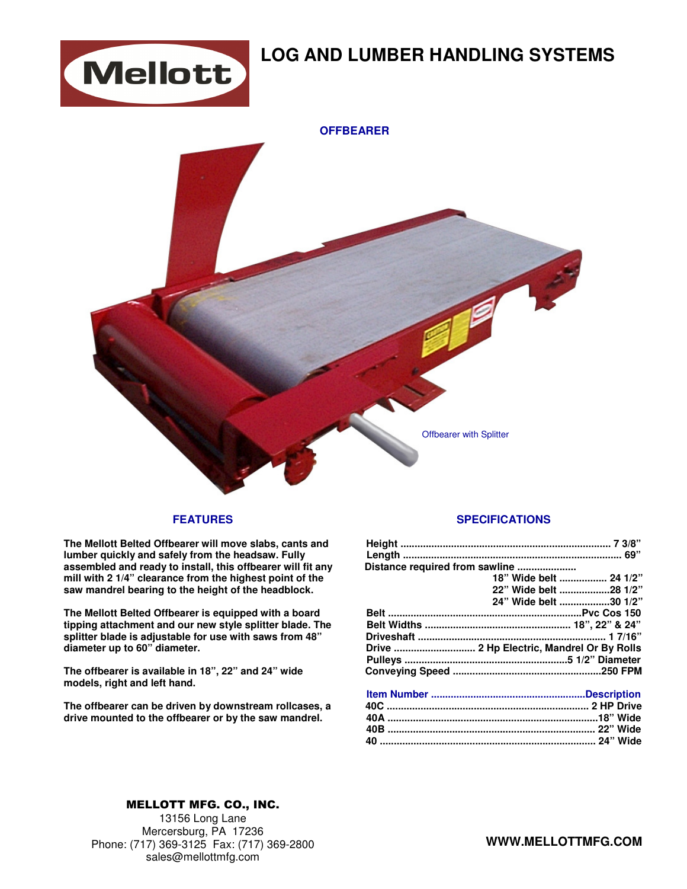# LOG AND LUMBER HANDLING SYSTEMS

## OFFBEARER

Offbearer with Splitter

### FEATURES

**The Mellott Belted Offbearer will move slabs, cants and lumber quickly and safely from the headsaw. Fully assembled and ready to install, this offbearer will fit any mill with 2 1/4" clearance from the highest point of the saw mandrel bearing to the height of the headblock.**

**The Mellott Belted Offbearer is equipped with a board tipping attachment and our new style splitter blade. The splitter blade is adjustable for use with saws from 48" diameter up to 60" diameter.**

**The offbearer is available in 18", 22" and 24" wide models, right and left hand.**

**The offbearer can be driven by downstream rollcases, a drive mounted to the offbearer or by the saw mandrel.**

### SPECIFICATIONS

| Specification | Value |
|---|---|
| Height | 7 3/8" |
| Length | 69" |
| Distance required from sawline | |
| 18" Wide belt | 24 1/2" |
| 22" Wide belt | 28 1/2" |
| 24" Wide belt | 30 1/2" |
| Belt | Pvc Cos 150 |
| Belt Widths | 18", 22" & 24" |
| Driveshaft | 1 7/16" |
| Drive | 2 Hp Electric, Mandrel Or By Rolls |
| Pulleys | 5 1/2" Diameter |
| Conveying Speed | 250 FPM |

| Item Number | Description |
|---|---|
| 40C | 2 HP Drive |
| 40A | 18" Wide |
| 40B | 22" Wide |
| 40 | 24" Wide |

**MELLOTT MFG. CO., INC.**
13156 Long Lane
Mercersburg, PA 17236
Phone: (717) 369-3125 Fax: (717) 369-2800
sales@mellottmfg.com

**WWW.MELLOTTMFG.COM**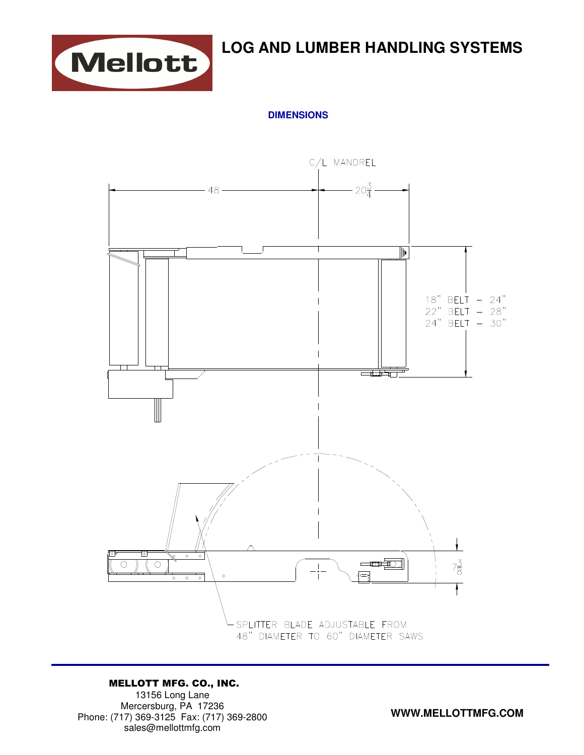# LOG AND LUMBER HANDLING SYSTEMS

## DIMENSIONS

C/L MANDREL

48

$20\frac{3}{4}$

18" BELT – 24"
22" BELT – 28"
24" BELT – 30"

$7\frac{3}{8}$

SPLITTER BLADE ADJUSTABLE FROM 48" DIAMETER TO 60" DIAMETER SAWS

**MELLOTT MFG. CO., INC.**
13156 Long Lane
Mercersburg, PA 17236
Phone: (717) 369-3125 Fax: (717) 369-2800
sales@mellottmfg.com

**WWW.MELLOTTMFG.COM**